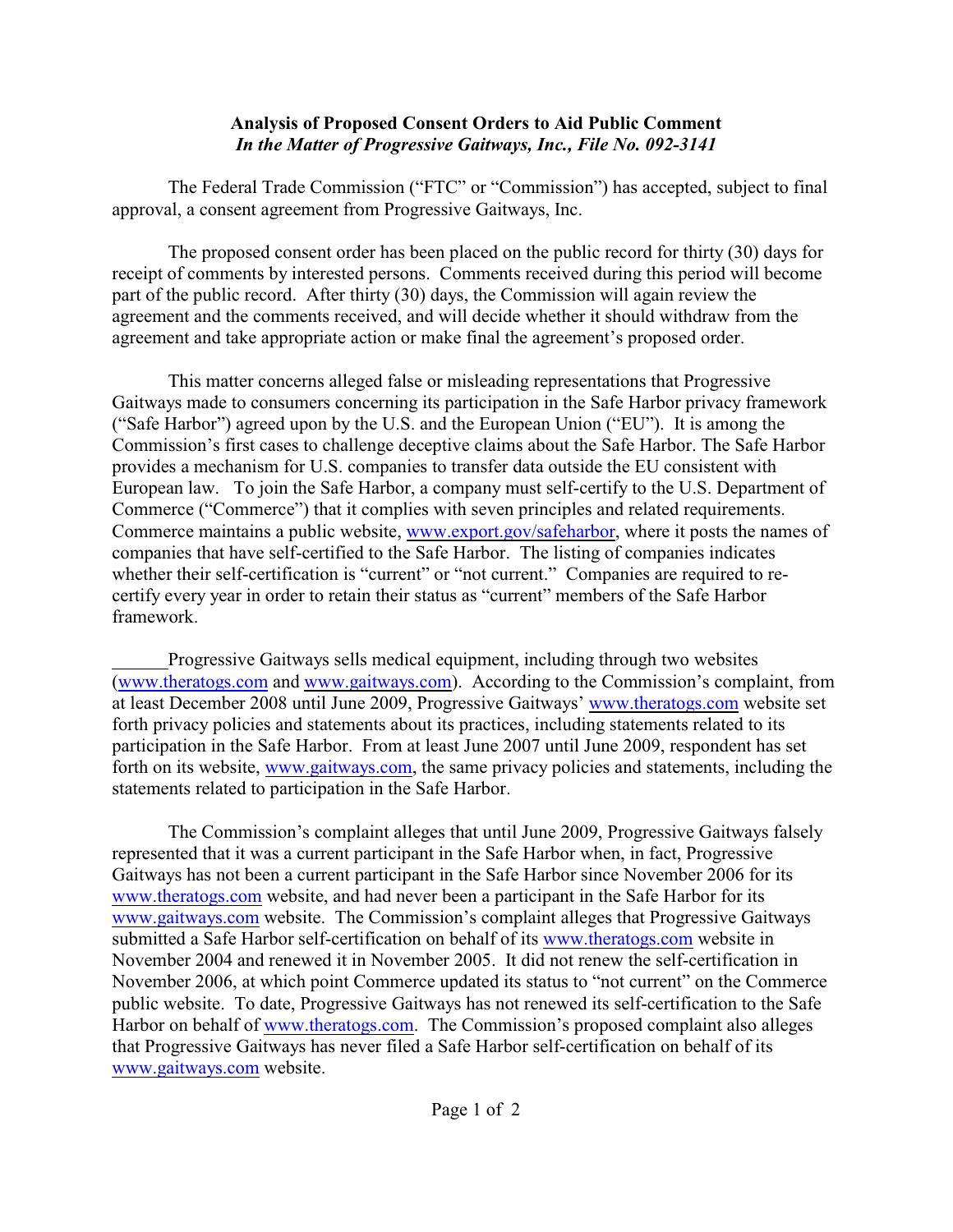**Analysis of Proposed Consent Orders to Aid Public Comment**
***In the Matter of Progressive Gaitways, Inc., File No. 092-3141***

The Federal Trade Commission ("FTC" or "Commission") has accepted, subject to final approval, a consent agreement from Progressive Gaitways, Inc.

The proposed consent order has been placed on the public record for thirty (30) days for receipt of comments by interested persons. Comments received during this period will become part of the public record. After thirty (30) days, the Commission will again review the agreement and the comments received, and will decide whether it should withdraw from the agreement and take appropriate action or make final the agreement's proposed order.

This matter concerns alleged false or misleading representations that Progressive Gaitways made to consumers concerning its participation in the Safe Harbor privacy framework ("Safe Harbor") agreed upon by the U.S. and the European Union ("EU"). It is among the Commission's first cases to challenge deceptive claims about the Safe Harbor. The Safe Harbor provides a mechanism for U.S. companies to transfer data outside the EU consistent with European law. To join the Safe Harbor, a company must self-certify to the U.S. Department of Commerce ("Commerce") that it complies with seven principles and related requirements. Commerce maintains a public website, www.export.gov/safeharbor, where it posts the names of companies that have self-certified to the Safe Harbor. The listing of companies indicates whether their self-certification is "current" or "not current." Companies are required to re-certify every year in order to retain their status as "current" members of the Safe Harbor framework.

Progressive Gaitways sells medical equipment, including through two websites (www.theratogs.com and www.gaitways.com). According to the Commission's complaint, from at least December 2008 until June 2009, Progressive Gaitways' www.theratogs.com website set forth privacy policies and statements about its practices, including statements related to its participation in the Safe Harbor. From at least June 2007 until June 2009, respondent has set forth on its website, www.gaitways.com, the same privacy policies and statements, including the statements related to participation in the Safe Harbor.

The Commission's complaint alleges that until June 2009, Progressive Gaitways falsely represented that it was a current participant in the Safe Harbor when, in fact, Progressive Gaitways has not been a current participant in the Safe Harbor since November 2006 for its www.theratogs.com website, and had never been a participant in the Safe Harbor for its www.gaitways.com website. The Commission's complaint alleges that Progressive Gaitways submitted a Safe Harbor self-certification on behalf of its www.theratogs.com website in November 2004 and renewed it in November 2005. It did not renew the self-certification in November 2006, at which point Commerce updated its status to "not current" on the Commerce public website. To date, Progressive Gaitways has not renewed its self-certification to the Safe Harbor on behalf of www.theratogs.com. The Commission's proposed complaint also alleges that Progressive Gaitways has never filed a Safe Harbor self-certification on behalf of its www.gaitways.com website.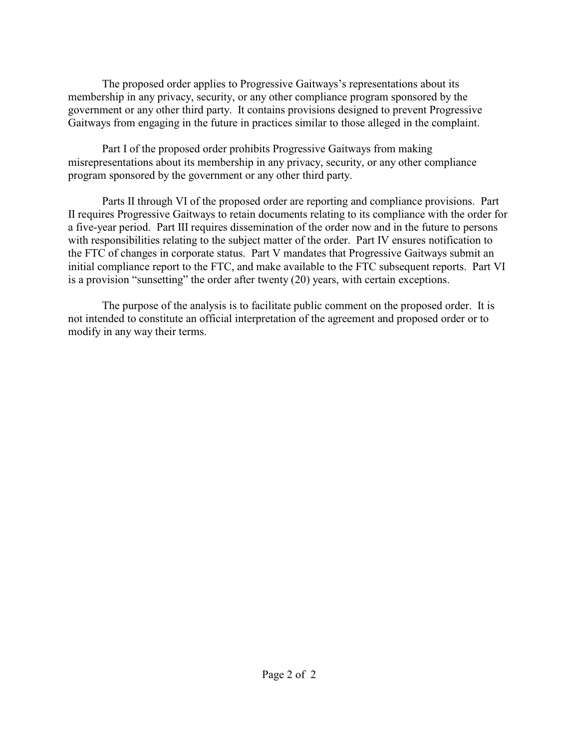The proposed order applies to Progressive Gaitways's representations about its membership in any privacy, security, or any other compliance program sponsored by the government or any other third party. It contains provisions designed to prevent Progressive Gaitways from engaging in the future in practices similar to those alleged in the complaint.

Part I of the proposed order prohibits Progressive Gaitways from making misrepresentations about its membership in any privacy, security, or any other compliance program sponsored by the government or any other third party.

Parts II through VI of the proposed order are reporting and compliance provisions. Part II requires Progressive Gaitways to retain documents relating to its compliance with the order for a five-year period. Part III requires dissemination of the order now and in the future to persons with responsibilities relating to the subject matter of the order. Part IV ensures notification to the FTC of changes in corporate status. Part V mandates that Progressive Gaitways submit an initial compliance report to the FTC, and make available to the FTC subsequent reports. Part VI is a provision "sunsetting" the order after twenty (20) years, with certain exceptions.

The purpose of the analysis is to facilitate public comment on the proposed order. It is not intended to constitute an official interpretation of the agreement and proposed order or to modify in any way their terms.